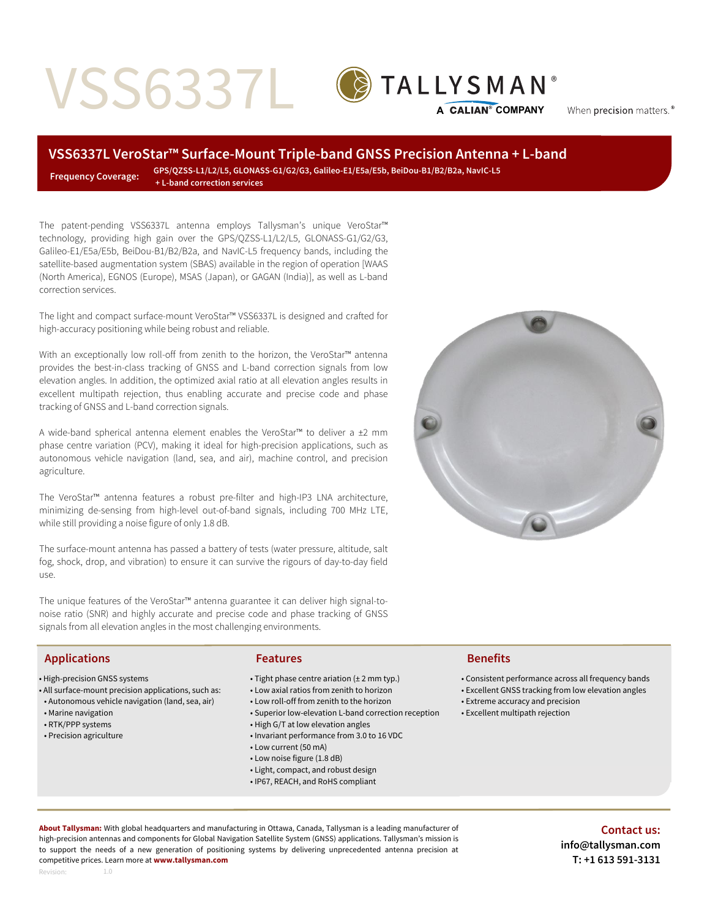# VSS6337L

TALLYSMAN®
A CALIAN® COMPANY

When precision matters.®

## VSS6337L VeroStar™ Surface-Mount Triple-band GNSS Precision Antenna + L-band

**Frequency Coverage:** **GPS/QZSS-L1/L2/L5, GLONASS-G1/G2/G3, Galileo-E1/E5a/E5b, BeiDou-B1/B2/B2a, NavIC-L5 + L-band correction services**

The patent-pending VSS6337L antenna employs Tallysman's unique VeroStar™ technology, providing high gain over the GPS/QZSS-L1/L2/L5, GLONASS-G1/G2/G3, Galileo-E1/E5a/E5b, BeiDou-B1/B2/B2a, and NavIC-L5 frequency bands, including the satellite-based augmentation system (SBAS) available in the region of operation [WAAS (North America), EGNOS (Europe), MSAS (Japan), or GAGAN (India)], as well as L-band correction services.

The light and compact surface-mount VeroStar™ VSS6337L is designed and crafted for high-accuracy positioning while being robust and reliable.

With an exceptionally low roll-off from zenith to the horizon, the VeroStar™ antenna provides the best-in-class tracking of GNSS and L-band correction signals from low elevation angles. In addition, the optimized axial ratio at all elevation angles results in excellent multipath rejection, thus enabling accurate and precise code and phase tracking of GNSS and L-band correction signals.

A wide-band spherical antenna element enables the VeroStar™ to deliver a ±2 mm phase centre variation (PCV), making it ideal for high-precision applications, such as autonomous vehicle navigation (land, sea, and air), machine control, and precision agriculture.

The VeroStar™ antenna features a robust pre-filter and high-IP3 LNA architecture, minimizing de-sensing from high-level out-of-band signals, including 700 MHz LTE, while still providing a noise figure of only 1.8 dB.

The surface-mount antenna has passed a battery of tests (water pressure, altitude, salt fog, shock, drop, and vibration) to ensure it can survive the rigours of day-to-day field use.

The unique features of the VeroStar™ antenna guarantee it can deliver high signal-to-noise ratio (SNR) and highly accurate and precise code and phase tracking of GNSS signals from all elevation angles in the most challenging environments.

### Applications

- High-precision GNSS systems
- All surface-mount precision applications, such as:
  - Autonomous vehicle navigation (land, sea, air)
  - Marine navigation
  - RTK/PPP systems
  - Precision agriculture

### Features

- Tight phase centre ariation (± 2 mm typ.)
- Low axial ratios from zenith to horizon
- Low roll-off from zenith to the horizon
- Superior low-elevation L-band correction reception
- High G/T at low elevation angles
- Invariant performance from 3.0 to 16 VDC
- Low current (50 mA)
- Low noise figure (1.8 dB)
- Light, compact, and robust design
- IP67, REACH, and RoHS compliant

### Benefits

- Consistent performance across all frequency bands
- Excellent GNSS tracking from low elevation angles
- Extreme accuracy and precision
- Excellent multipath rejection

**About Tallysman:** With global headquarters and manufacturing in Ottawa, Canada, Tallysman is a leading manufacturer of high-precision antennas and components for Global Navigation Satellite System (GNSS) applications. Tallysman's mission is to support the needs of a new generation of positioning systems by delivering unprecedented antenna precision at competitive prices. Learn more at **www.tallysman.com**

Revision: 1.0

**Contact us:**
**info@tallysman.com**
**T: +1 613 591-3131**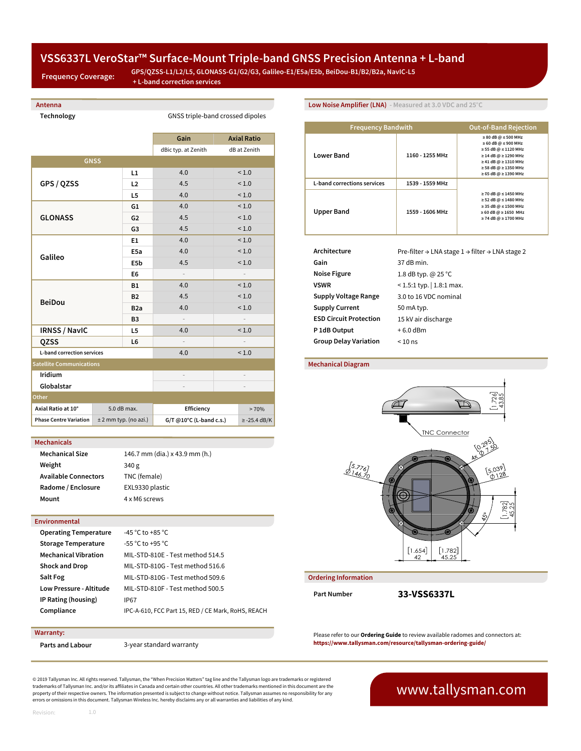# VSS6337L VeroStar™ Surface-Mount Triple-band GNSS Precision Antenna + L-band

**Frequency Coverage:** GPS/QZSS-L1/L2/L5, GLONASS-G1/G2/G3, Galileo-E1/E5a/E5b, BeiDou-B1/B2/B2a, NavIC-L5 + L-band correction services

## Antenna

| | |
|---|---|
| Technology | GNSS triple-band crossed dipoles |

| | | Gain | Axial Ratio |
|---|---|---|---|
| | | dBic typ. at Zenith | dB at Zenith |
| **GNSS** | | | |
| GPS / QZSS | L1 | 4.0 | < 1.0 |
| | L2 | 4.5 | < 1.0 |
| | L5 | 4.0 | < 1.0 |
| GLONASS | G1 | 4.0 | < 1.0 |
| | G2 | 4.5 | < 1.0 |
| | G3 | 4.5 | < 1.0 |
| Galileo | E1 | 4.0 | < 1.0 |
| | E5a | 4.0 | < 1.0 |
| | E5b | 4.5 | < 1.0 |
| | E6 | - | - |
| BeiDou | B1 | 4.0 | < 1.0 |
| | B2 | 4.5 | < 1.0 |
| | B2a | 4.0 | < 1.0 |
| | B3 | - | - |
| IRNSS / NavIC | L5 | 4.0 | < 1.0 |
| QZSS | L6 | - | - |
| L-band correction services | | 4.0 | < 1.0 |
| **Satellite Communications** | | | |
| Iridium | | - | - |
| Globalstar | | - | - |

**Other**

| | | | |
|---|---|---|---|
| Axial Ratio at 10° | 5.0 dB max. | Efficiency | > 70% |
| Phase Centre Variation | ± 2 mm typ. (no azi.) | G/T @10°C (L-band c.s.) | ≥ -25.4 dB/K |

## Mechanicals

| | |
|---|---|
| Mechanical Size | 146.7 mm (dia.) x 43.9 mm (h.) |
| Weight | 340 g |
| Available Connectors | TNC (female) |
| Radome / Enclosure | EXL9330 plastic |
| Mount | 4 x M6 screws |

## Environmental

| | |
|---|---|
| Operating Temperature | -45 °C to +85 °C |
| Storage Temperature | -55 °C to +95 °C |
| Mechanical Vibration | MIL-STD-810E - Test method 514.5 |
| Shock and Drop | MIL-STD-810G - Test method 516.6 |
| Salt Fog | MIL-STD-810G - Test method 509.6 |
| Low Pressure - Altitude | MIL-STD-810F - Test method 500.5 |
| IP Rating (housing) | IP67 |
| Compliance | IPC-A-610, FCC Part 15, RED / CE Mark, RoHS, REACH |

## Warranty:

| | |
|---|---|
| Parts and Labour | 3-year standard warranty |

## Low Noise Amplifier (LNA) - Measured at 3.0 VDC and 25°C

| Frequency Bandwith | | Out-of-Band Rejection |
|---|---|---|
| Lower Band | 1160 - 1255 MHz | ≥ 80 dB @ ≤ 500 MHz<br>≥ 60 dB @ ≤ 900 MHz<br>≥ 55 dB @ ≤ 1120 MHz<br>≥ 14 dB @ ≥ 1290 MHz<br>≥ 41 dB @ ≥ 1310 MHz<br>≥ 58 dB @ ≥ 1350 MHz<br>≥ 65 dB @ ≥ 1390 MHz |
| L-band corrections services | 1539 - 1559 MHz | ≥ 70 dB @ ≤ 1450 MHz<br>≥ 52 dB @ ≤ 1480 MHz<br>≥ 35 dB @ ≤ 1500 MHz<br>≥ 60 dB @ ≥ 1650 MHz<br>≥ 74 dB @ ≥ 1700 MHz |
| Upper Band | 1559 - 1606 MHz | |

| | |
|---|---|
| Architecture | Pre-filter → LNA stage 1 → filter → LNA stage 2 |
| Gain | 37 dB min. |
| Noise Figure | 1.8 dB typ. @ 25 °C |
| VSWR | < 1.5:1 typ. \| 1.8:1 max. |
| Supply Voltage Range | 3.0 to 16 VDC nominal |
| Supply Current | 50 mA typ. |
| ESD Circuit Protection | 15 kV air discharge |
| P 1dB Output | + 6.0 dBm |
| Group Delay Variation | < 10 ns |

## Mechanical Diagram

[1.726] 43.85

TNC Connector

[0.295] 4x Ø 7.50

[5.776] Ø 146.70

[5.039] Ø 128

45°

[1.782] 45.25

[1.654] 42

[1.782] 45.25

## Ordering Information

**Part Number** **33-VSS6337L**

Please refer to our **Ordering Guide** to review available radomes and connectors at: **https://www.tallysman.com/resource/tallysman-ordering-guide/**

© 2019 Tallysman Inc. All rights reserved. Tallysman, the "When Precision Matters" tag line and the Tallysman logo are trademarks or registered trademarks of Tallysman Inc. and/or its affiliates in Canada and certain other countries. All other trademarks mentioned in this document are the property of their respective owners. The information presented is subject to change without notice. Tallysman assumes no responsibility for any errors or omissions in this document. Tallysman Wireless Inc. hereby disclaims any or all warranties and liabilities of any kind.

Revision: 1.0

www.tallysman.com